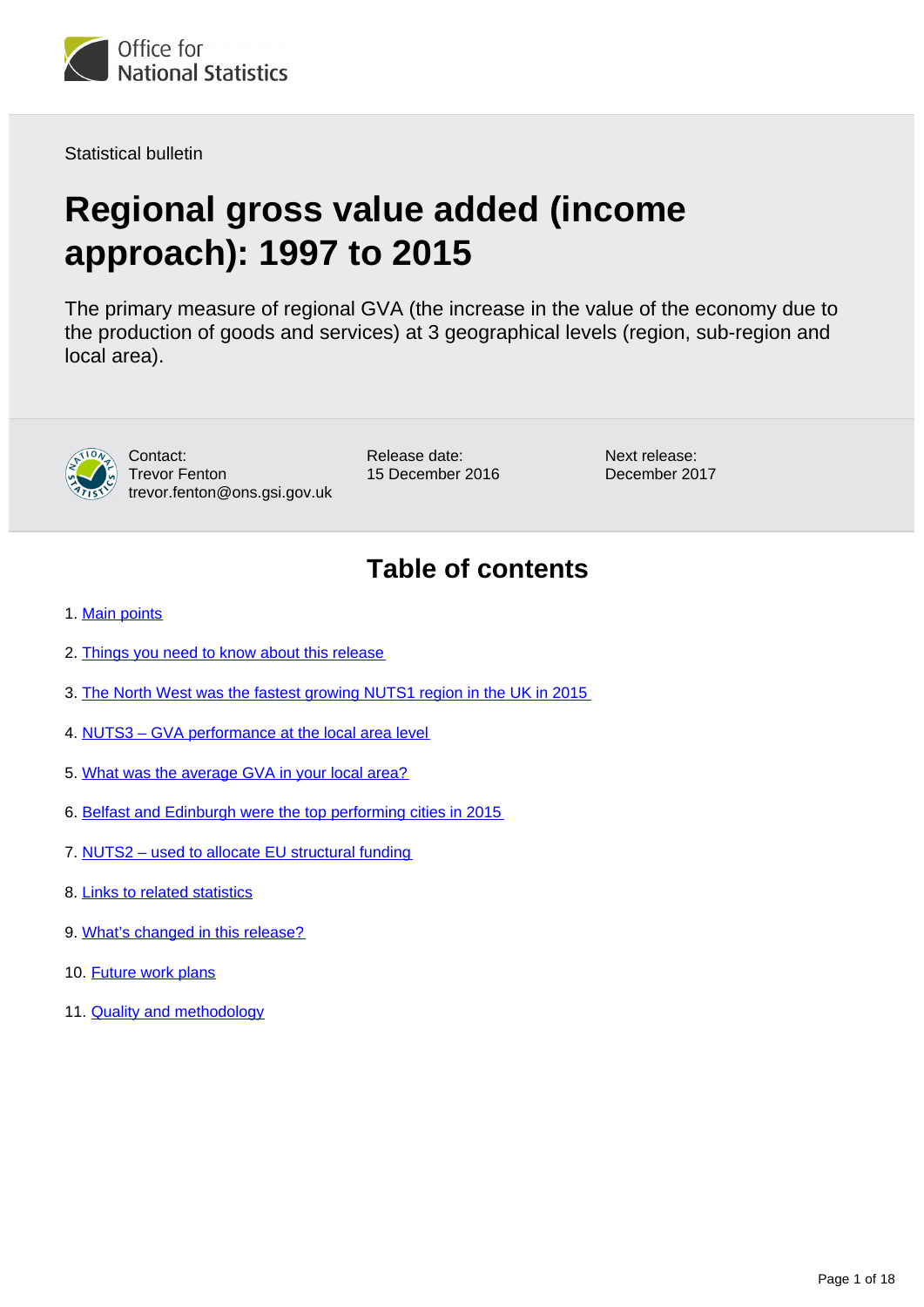Statistical bulletin

# Regional gross value added (income approach): 1997 to 2015

The primary measure of regional GVA (the increase in the value of the economy due to the production of goods and services) at 3 geographical levels (region, sub-region and local area).

Contact:
Trevor Fenton
trevor.fenton@ons.gsi.gov.uk

Release date:
15 December 2016

Next release:
December 2017

## Table of contents

1. Main points
2. Things you need to know about this release
3. The North West was the fastest growing NUTS1 region in the UK in 2015
4. NUTS3 – GVA performance at the local area level
5. What was the average GVA in your local area?
6. Belfast and Edinburgh were the top performing cities in 2015
7. NUTS2 – used to allocate EU structural funding
8. Links to related statistics
9. What's changed in this release?
10. Future work plans
11. Quality and methodology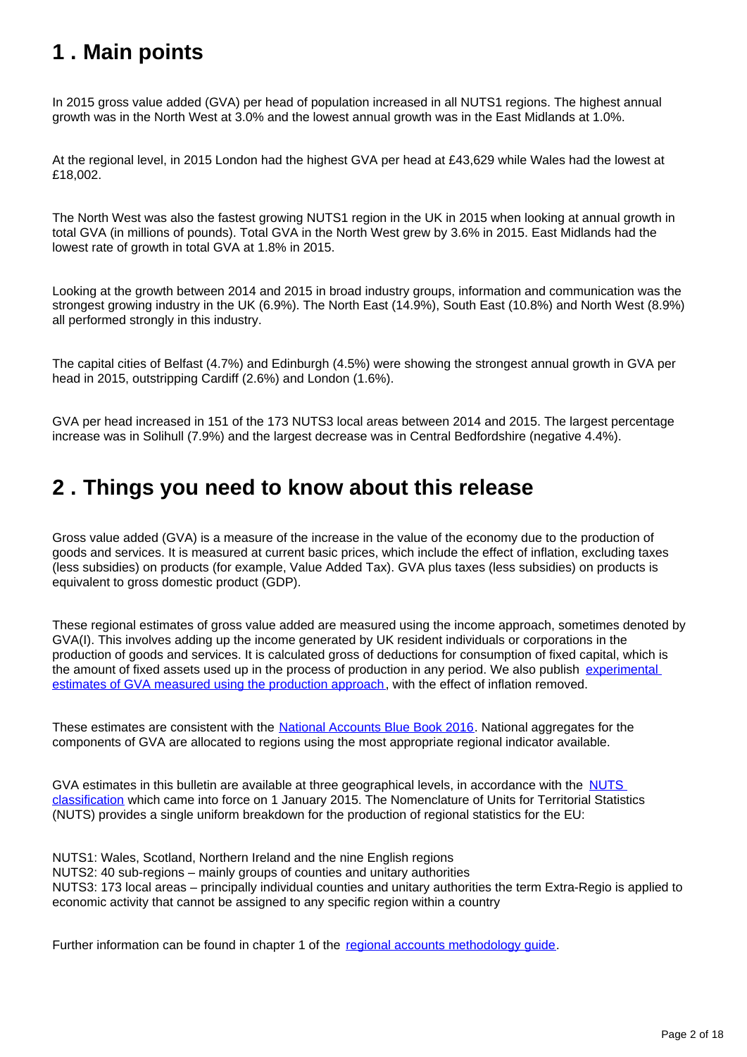## 1 . Main points

In 2015 gross value added (GVA) per head of population increased in all NUTS1 regions. The highest annual growth was in the North West at 3.0% and the lowest annual growth was in the East Midlands at 1.0%.

At the regional level, in 2015 London had the highest GVA per head at £43,629 while Wales had the lowest at £18,002.

The North West was also the fastest growing NUTS1 region in the UK in 2015 when looking at annual growth in total GVA (in millions of pounds). Total GVA in the North West grew by 3.6% in 2015. East Midlands had the lowest rate of growth in total GVA at 1.8% in 2015.

Looking at the growth between 2014 and 2015 in broad industry groups, information and communication was the strongest growing industry in the UK (6.9%). The North East (14.9%), South East (10.8%) and North West (8.9%) all performed strongly in this industry.

The capital cities of Belfast (4.7%) and Edinburgh (4.5%) were showing the strongest annual growth in GVA per head in 2015, outstripping Cardiff (2.6%) and London (1.6%).

GVA per head increased in 151 of the 173 NUTS3 local areas between 2014 and 2015. The largest percentage increase was in Solihull (7.9%) and the largest decrease was in Central Bedfordshire (negative 4.4%).

## 2 . Things you need to know about this release

Gross value added (GVA) is a measure of the increase in the value of the economy due to the production of goods and services. It is measured at current basic prices, which include the effect of inflation, excluding taxes (less subsidies) on products (for example, Value Added Tax). GVA plus taxes (less subsidies) on products is equivalent to gross domestic product (GDP).

These regional estimates of gross value added are measured using the income approach, sometimes denoted by GVA(I). This involves adding up the income generated by UK resident individuals or corporations in the production of goods and services. It is calculated gross of deductions for consumption of fixed capital, which is the amount of fixed assets used up in the process of production in any period. We also publish experimental estimates of GVA measured using the production approach, with the effect of inflation removed.

These estimates are consistent with the National Accounts Blue Book 2016. National aggregates for the components of GVA are allocated to regions using the most appropriate regional indicator available.

GVA estimates in this bulletin are available at three geographical levels, in accordance with the NUTS classification which came into force on 1 January 2015. The Nomenclature of Units for Territorial Statistics (NUTS) provides a single uniform breakdown for the production of regional statistics for the EU:

NUTS1: Wales, Scotland, Northern Ireland and the nine English regions
NUTS2: 40 sub-regions – mainly groups of counties and unitary authorities
NUTS3: 173 local areas – principally individual counties and unitary authorities the term Extra-Regio is applied to economic activity that cannot be assigned to any specific region within a country

Further information can be found in chapter 1 of the regional accounts methodology guide.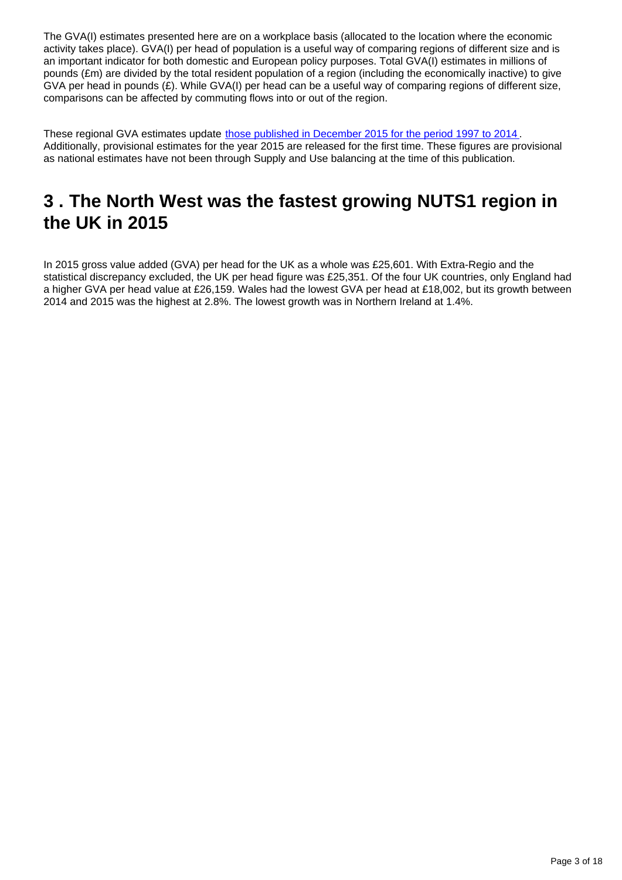The GVA(I) estimates presented here are on a workplace basis (allocated to the location where the economic activity takes place). GVA(I) per head of population is a useful way of comparing regions of different size and is an important indicator for both domestic and European policy purposes. Total GVA(I) estimates in millions of pounds (£m) are divided by the total resident population of a region (including the economically inactive) to give GVA per head in pounds (£). While GVA(I) per head can be a useful way of comparing regions of different size, comparisons can be affected by commuting flows into or out of the region.

These regional GVA estimates update [those published in December 2015 for the period 1997 to 2014](). Additionally, provisional estimates for the year 2015 are released for the first time. These figures are provisional as national estimates have not been through Supply and Use balancing at the time of this publication.

## 3 . The North West was the fastest growing NUTS1 region in the UK in 2015

In 2015 gross value added (GVA) per head for the UK as a whole was £25,601. With Extra-Regio and the statistical discrepancy excluded, the UK per head figure was £25,351. Of the four UK countries, only England had a higher GVA per head value at £26,159. Wales had the lowest GVA per head at £18,002, but its growth between 2014 and 2015 was the highest at 2.8%. The lowest growth was in Northern Ireland at 1.4%.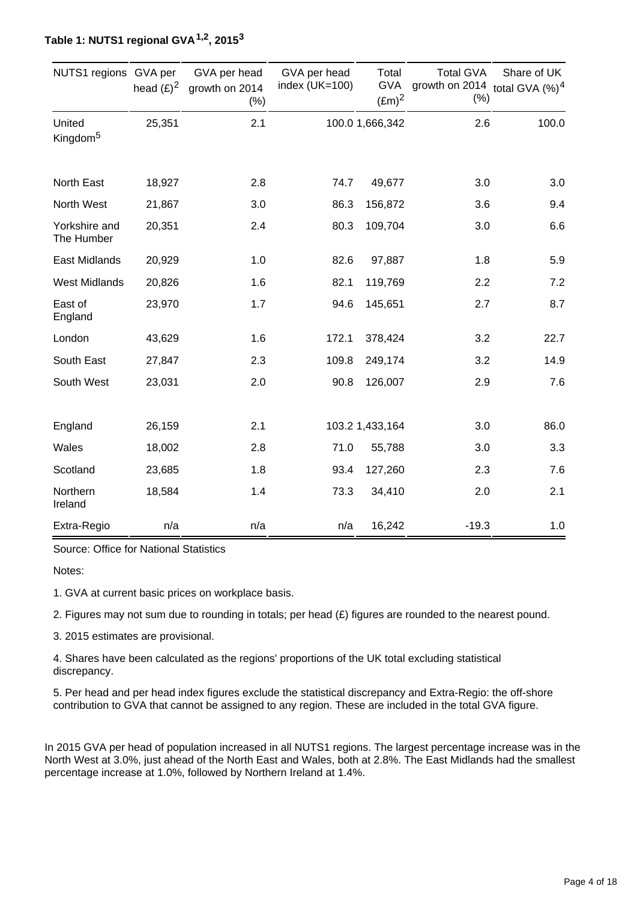**Table 1: NUTS1 regional GVA[1,2], 2015[3]**

| NUTS1 regions | GVA per head (£)[2] | GVA per head growth on 2014 (%) | GVA per head index (UK=100) | Total GVA (£m)[2] | Total GVA growth on 2014 (%) | Share of UK total GVA (%)[4] |
|---|---|---|---|---|---|---|
| United Kingdom[5] | 25,351 | 2.1 | 100.0 | 1,666,342 | 2.6 | 100.0 |
| | | | | | | |
| North East | 18,927 | 2.8 | 74.7 | 49,677 | 3.0 | 3.0 |
| North West | 21,867 | 3.0 | 86.3 | 156,872 | 3.6 | 9.4 |
| Yorkshire and The Humber | 20,351 | 2.4 | 80.3 | 109,704 | 3.0 | 6.6 |
| East Midlands | 20,929 | 1.0 | 82.6 | 97,887 | 1.8 | 5.9 |
| West Midlands | 20,826 | 1.6 | 82.1 | 119,769 | 2.2 | 7.2 |
| East of England | 23,970 | 1.7 | 94.6 | 145,651 | 2.7 | 8.7 |
| London | 43,629 | 1.6 | 172.1 | 378,424 | 3.2 | 22.7 |
| South East | 27,847 | 2.3 | 109.8 | 249,174 | 3.2 | 14.9 |
| South West | 23,031 | 2.0 | 90.8 | 126,007 | 2.9 | 7.6 |
| | | | | | | |
| England | 26,159 | 2.1 | 103.2 | 1,433,164 | 3.0 | 86.0 |
| Wales | 18,002 | 2.8 | 71.0 | 55,788 | 3.0 | 3.3 |
| Scotland | 23,685 | 1.8 | 93.4 | 127,260 | 2.3 | 7.6 |
| Northern Ireland | 18,584 | 1.4 | 73.3 | 34,410 | 2.0 | 2.1 |
| Extra-Regio | n/a | n/a | n/a | 16,242 | -19.3 | 1.0 |

Source: Office for National Statistics

Notes:

1. GVA at current basic prices on workplace basis.

2. Figures may not sum due to rounding in totals; per head (£) figures are rounded to the nearest pound.

3. 2015 estimates are provisional.

4. Shares have been calculated as the regions' proportions of the UK total excluding statistical discrepancy.

5. Per head and per head index figures exclude the statistical discrepancy and Extra-Regio: the off-shore contribution to GVA that cannot be assigned to any region. These are included in the total GVA figure.

In 2015 GVA per head of population increased in all NUTS1 regions. The largest percentage increase was in the North West at 3.0%, just ahead of the North East and Wales, both at 2.8%. The East Midlands had the smallest percentage increase at 1.0%, followed by Northern Ireland at 1.4%.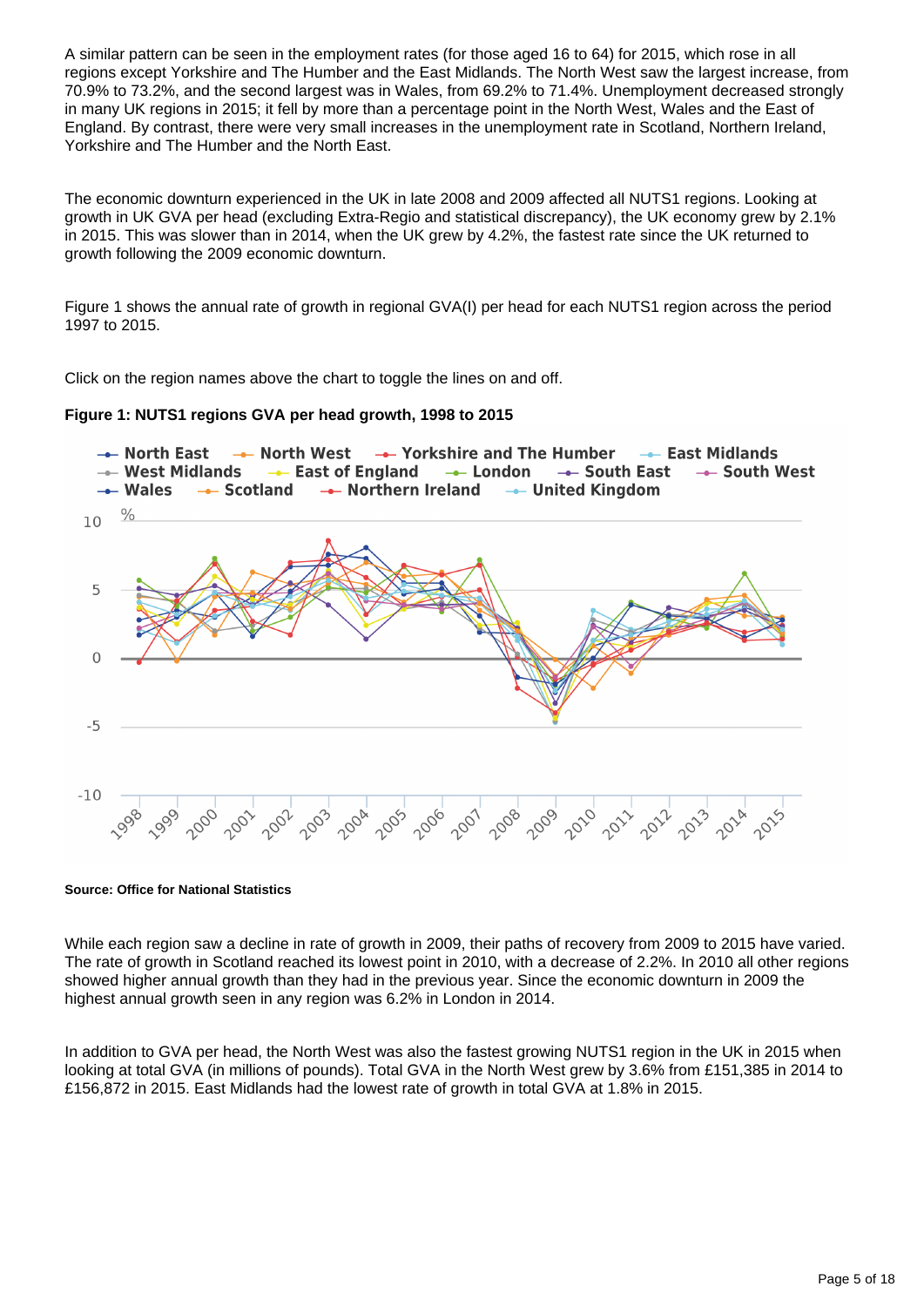A similar pattern can be seen in the employment rates (for those aged 16 to 64) for 2015, which rose in all regions except Yorkshire and The Humber and the East Midlands. The North West saw the largest increase, from 70.9% to 73.2%, and the second largest was in Wales, from 69.2% to 71.4%. Unemployment decreased strongly in many UK regions in 2015; it fell by more than a percentage point in the North West, Wales and the East of England. By contrast, there were very small increases in the unemployment rate in Scotland, Northern Ireland, Yorkshire and The Humber and the North East.

The economic downturn experienced in the UK in late 2008 and 2009 affected all NUTS1 regions. Looking at growth in UK GVA per head (excluding Extra-Regio and statistical discrepancy), the UK economy grew by 2.1% in 2015. This was slower than in 2014, when the UK grew by 4.2%, the fastest rate since the UK returned to growth following the 2009 economic downturn.

Figure 1 shows the annual rate of growth in regional GVA(I) per head for each NUTS1 region across the period 1997 to 2015.

Click on the region names above the chart to toggle the lines on and off.

**Figure 1: NUTS1 regions GVA per head growth, 1998 to 2015**

North East, North West, Yorkshire and The Humber, East Midlands, West Midlands, East of England, London, South East, South West, Wales, Scotland, Northern Ireland, United Kingdom

%

10
5
0
-5
-10

1998 1999 2000 2001 2002 2003 2004 2005 2006 2007 2008 2009 2010 2011 2012 2013 2014 2015

**Source: Office for National Statistics**

While each region saw a decline in rate of growth in 2009, their paths of recovery from 2009 to 2015 have varied. The rate of growth in Scotland reached its lowest point in 2010, with a decrease of 2.2%. In 2010 all other regions showed higher annual growth than they had in the previous year. Since the economic downturn in 2009 the highest annual growth seen in any region was 6.2% in London in 2014.

In addition to GVA per head, the North West was also the fastest growing NUTS1 region in the UK in 2015 when looking at total GVA (in millions of pounds). Total GVA in the North West grew by 3.6% from £151,385 in 2014 to £156,872 in 2015. East Midlands had the lowest rate of growth in total GVA at 1.8% in 2015.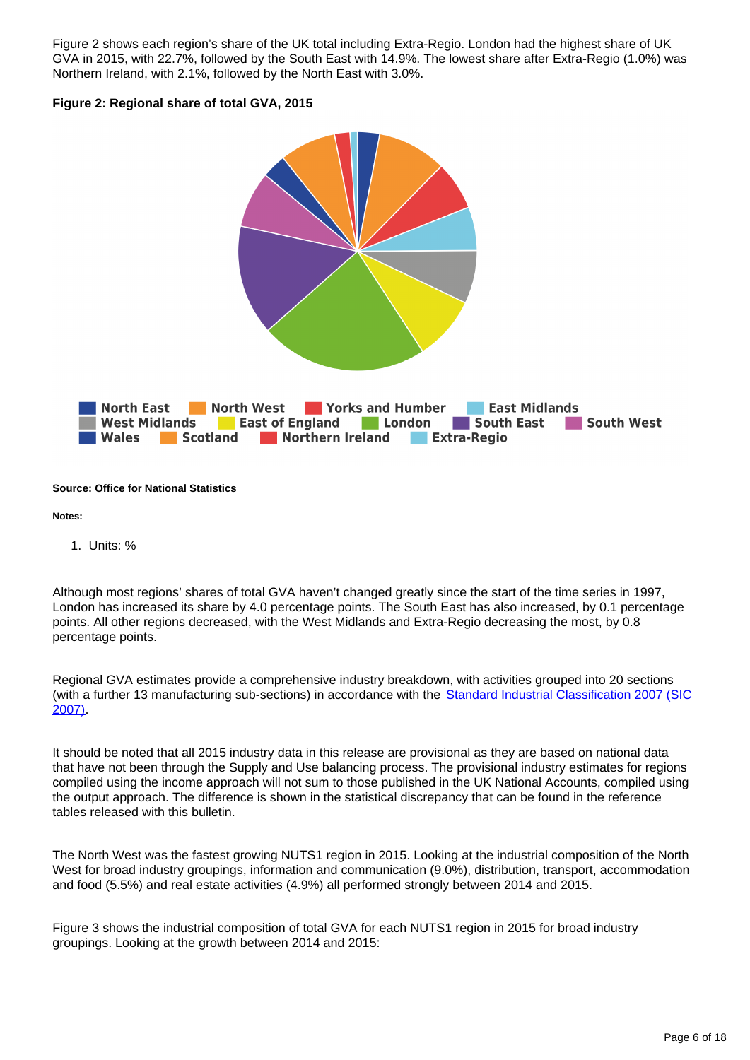Figure 2 shows each region's share of the UK total including Extra-Regio. London had the highest share of UK GVA in 2015, with 22.7%, followed by the South East with 14.9%. The lowest share after Extra-Regio (1.0%) was Northern Ireland, with 2.1%, followed by the North East with 3.0%.

**Figure 2: Regional share of total GVA, 2015**

North East
North West
Yorks and Humber
East Midlands
West Midlands
East of England
London
South East
South West
Wales
Scotland
Northern Ireland
Extra-Regio

**Source: Office for National Statistics**

**Notes:**

1. Units: %

Although most regions' shares of total GVA haven't changed greatly since the start of the time series in 1997, London has increased its share by 4.0 percentage points. The South East has also increased, by 0.1 percentage points. All other regions decreased, with the West Midlands and Extra-Regio decreasing the most, by 0.8 percentage points.

Regional GVA estimates provide a comprehensive industry breakdown, with activities grouped into 20 sections (with a further 13 manufacturing sub-sections) in accordance with the [Standard Industrial Classification 2007 (SIC 2007)](#).

It should be noted that all 2015 industry data in this release are provisional as they are based on national data that have not been through the Supply and Use balancing process. The provisional industry estimates for regions compiled using the income approach will not sum to those published in the UK National Accounts, compiled using the output approach. The difference is shown in the statistical discrepancy that can be found in the reference tables released with this bulletin.

The North West was the fastest growing NUTS1 region in 2015. Looking at the industrial composition of the North West for broad industry groupings, information and communication (9.0%), distribution, transport, accommodation and food (5.5%) and real estate activities (4.9%) all performed strongly between 2014 and 2015.

Figure 3 shows the industrial composition of total GVA for each NUTS1 region in 2015 for broad industry groupings. Looking at the growth between 2014 and 2015: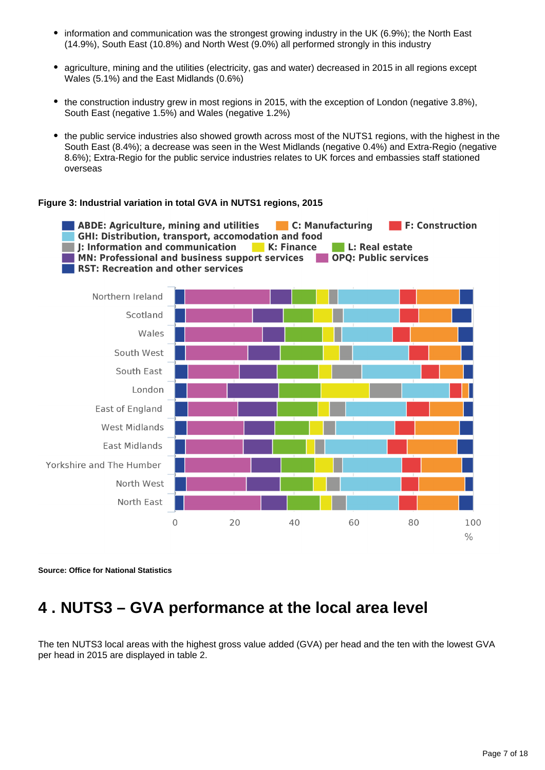- information and communication was the strongest growing industry in the UK (6.9%); the North East (14.9%), South East (10.8%) and North West (9.0%) all performed strongly in this industry
- agriculture, mining and the utilities (electricity, gas and water) decreased in 2015 in all regions except Wales (5.1%) and the East Midlands (0.6%)
- the construction industry grew in most regions in 2015, with the exception of London (negative 3.8%), South East (negative 1.5%) and Wales (negative 1.2%)
- the public service industries also showed growth across most of the NUTS1 regions, with the highest in the South East (8.4%); a decrease was seen in the West Midlands (negative 0.4%) and Extra-Regio (negative 8.6%); Extra-Regio for the public service industries relates to UK forces and embassies staff stationed overseas

**Figure 3: Industrial variation in total GVA in NUTS1 regions, 2015**

ABDE: Agriculture, mining and utilities
C: Manufacturing
F: Construction
GHI: Distribution, transport, accomodation and food
J: Information and communication
K: Finance
L: Real estate
MN: Professional and business support services
OPQ: Public services
RST: Recreation and other services

Northern Ireland
Scotland
Wales
South West
South East
London
East of England
West Midlands
East Midlands
Yorkshire and The Humber
North West
North East

0
20
40
60
80
100
%

**Source: Office for National Statistics**

# 4 . NUTS3 – GVA performance at the local area level

The ten NUTS3 local areas with the highest gross value added (GVA) per head and the ten with the lowest GVA per head in 2015 are displayed in table 2.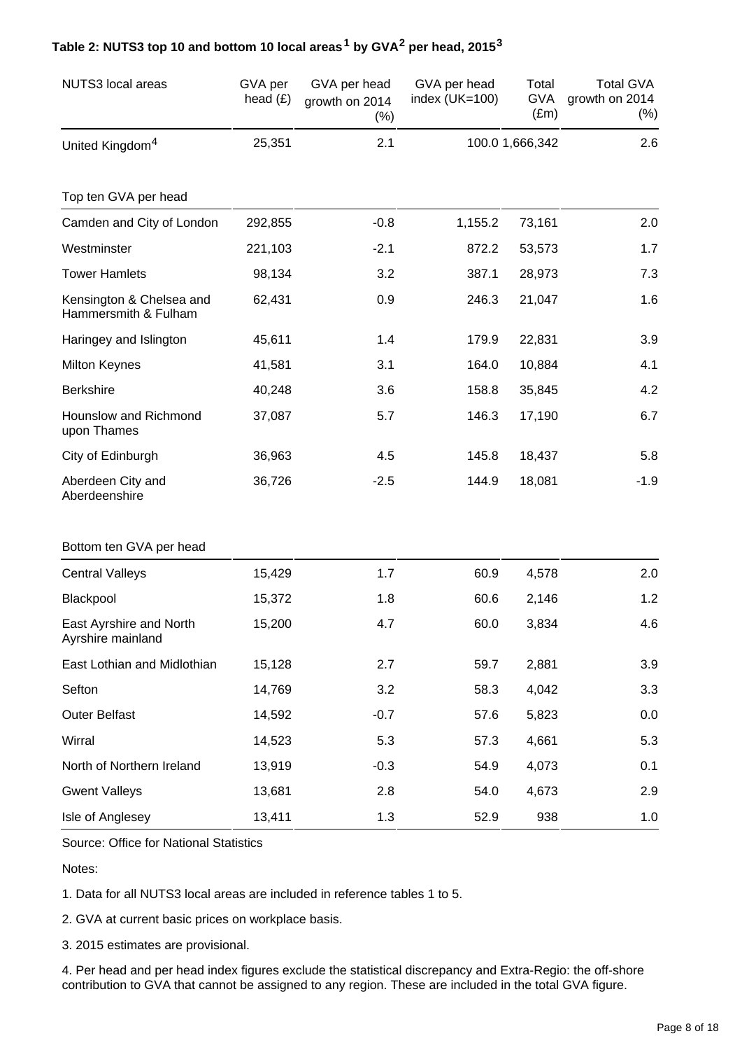### Table 2: NUTS3 top 10 and bottom 10 local areas[1] by GVA[2] per head, 2015[3]

| NUTS3 local areas | GVA per head (£) | GVA per head growth on 2014 (%) | GVA per head index (UK=100) | Total GVA (£m) | Total GVA growth on 2014 (%) |
|---|---|---|---|---|---|
| United Kingdom[4] | 25,351 | 2.1 | 100.0 | 1,666,342 | 2.6 |
| Top ten GVA per head | | | | | |
| Camden and City of London | 292,855 | -0.8 | 1,155.2 | 73,161 | 2.0 |
| Westminster | 221,103 | -2.1 | 872.2 | 53,573 | 1.7 |
| Tower Hamlets | 98,134 | 3.2 | 387.1 | 28,973 | 7.3 |
| Kensington & Chelsea and Hammersmith & Fulham | 62,431 | 0.9 | 246.3 | 21,047 | 1.6 |
| Haringey and Islington | 45,611 | 1.4 | 179.9 | 22,831 | 3.9 |
| Milton Keynes | 41,581 | 3.1 | 164.0 | 10,884 | 4.1 |
| Berkshire | 40,248 | 3.6 | 158.8 | 35,845 | 4.2 |
| Hounslow and Richmond upon Thames | 37,087 | 5.7 | 146.3 | 17,190 | 6.7 |
| City of Edinburgh | 36,963 | 4.5 | 145.8 | 18,437 | 5.8 |
| Aberdeen City and Aberdeenshire | 36,726 | -2.5 | 144.9 | 18,081 | -1.9 |
| Bottom ten GVA per head | | | | | |
| Central Valleys | 15,429 | 1.7 | 60.9 | 4,578 | 2.0 |
| Blackpool | 15,372 | 1.8 | 60.6 | 2,146 | 1.2 |
| East Ayrshire and North Ayrshire mainland | 15,200 | 4.7 | 60.0 | 3,834 | 4.6 |
| East Lothian and Midlothian | 15,128 | 2.7 | 59.7 | 2,881 | 3.9 |
| Sefton | 14,769 | 3.2 | 58.3 | 4,042 | 3.3 |
| Outer Belfast | 14,592 | -0.7 | 57.6 | 5,823 | 0.0 |
| Wirral | 14,523 | 5.3 | 57.3 | 4,661 | 5.3 |
| North of Northern Ireland | 13,919 | -0.3 | 54.9 | 4,073 | 0.1 |
| Gwent Valleys | 13,681 | 2.8 | 54.0 | 4,673 | 2.9 |
| Isle of Anglesey | 13,411 | 1.3 | 52.9 | 938 | 1.0 |

Source: Office for National Statistics

Notes:

1. Data for all NUTS3 local areas are included in reference tables 1 to 5.

2. GVA at current basic prices on workplace basis.

3. 2015 estimates are provisional.

4. Per head and per head index figures exclude the statistical discrepancy and Extra-Regio: the off-shore contribution to GVA that cannot be assigned to any region. These are included in the total GVA figure.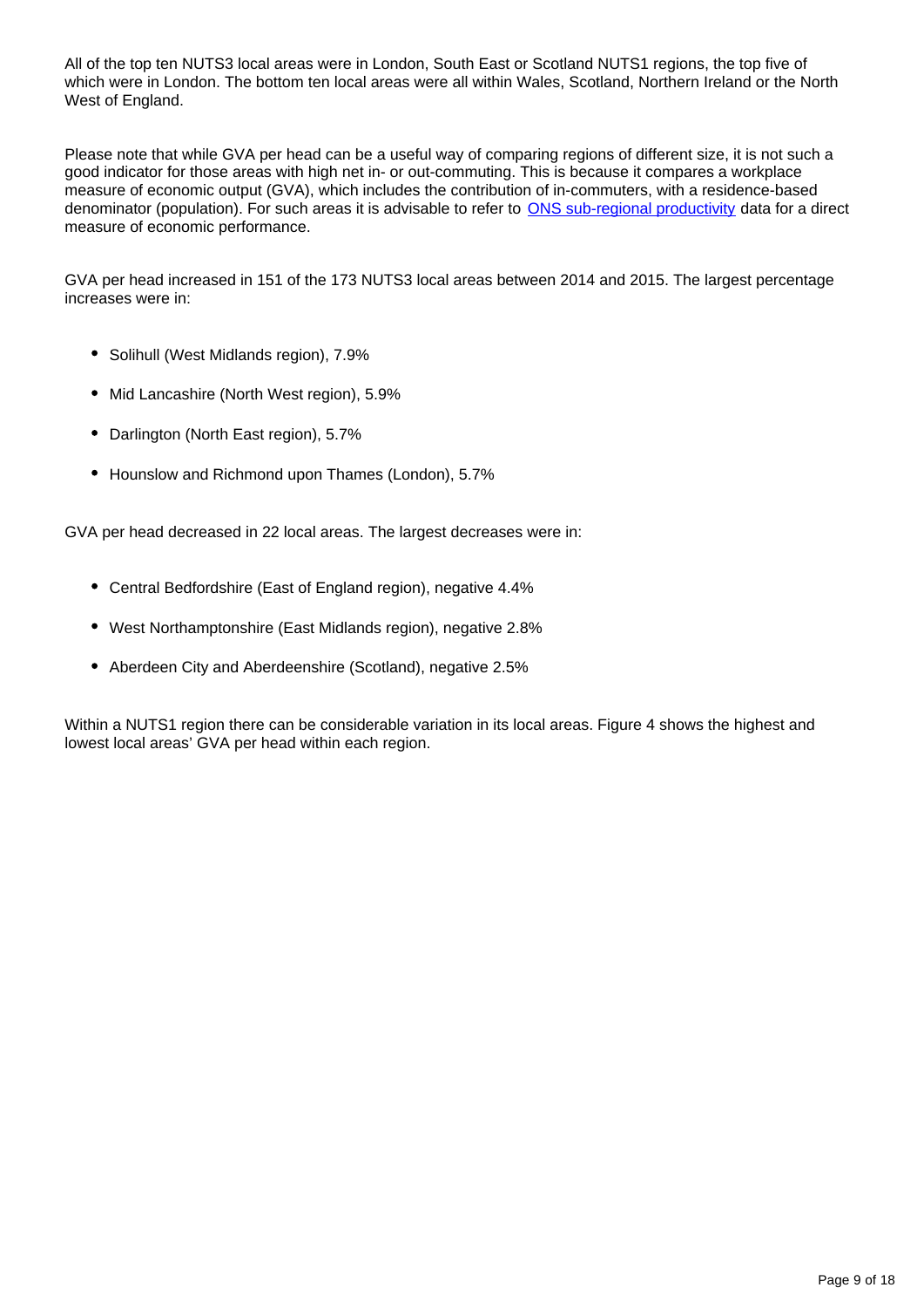All of the top ten NUTS3 local areas were in London, South East or Scotland NUTS1 regions, the top five of which were in London. The bottom ten local areas were all within Wales, Scotland, Northern Ireland or the North West of England.

Please note that while GVA per head can be a useful way of comparing regions of different size, it is not such a good indicator for those areas with high net in- or out-commuting. This is because it compares a workplace measure of economic output (GVA), which includes the contribution of in-commuters, with a residence-based denominator (population). For such areas it is advisable to refer to [ONS sub-regional productivity]() data for a direct measure of economic performance.

GVA per head increased in 151 of the 173 NUTS3 local areas between 2014 and 2015. The largest percentage increases were in:

- Solihull (West Midlands region), 7.9%
- Mid Lancashire (North West region), 5.9%
- Darlington (North East region), 5.7%
- Hounslow and Richmond upon Thames (London), 5.7%

GVA per head decreased in 22 local areas. The largest decreases were in:

- Central Bedfordshire (East of England region), negative 4.4%
- West Northamptonshire (East Midlands region), negative 2.8%
- Aberdeen City and Aberdeenshire (Scotland), negative 2.5%

Within a NUTS1 region there can be considerable variation in its local areas. Figure 4 shows the highest and lowest local areas' GVA per head within each region.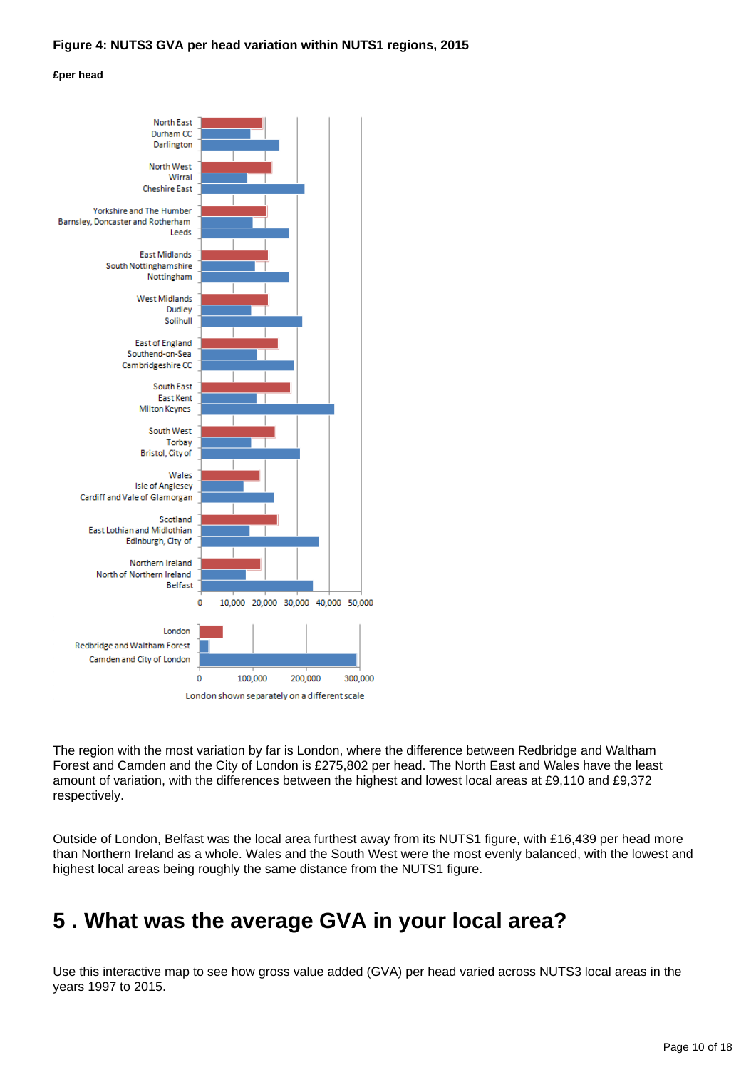**Figure 4: NUTS3 GVA per head variation within NUTS1 regions, 2015**

**£per head**

North East
Durham CC
Darlington
North West
Wirral
Cheshire East
Yorkshire and The Humber
Barnsley, Doncaster and Rotherham
Leeds
East Midlands
South Nottinghamshire
Nottingham
West Midlands
Dudley
Solihull
East of England
Southend-on-Sea
Cambridgeshire CC
South East
East Kent
Milton Keynes
South West
Torbay
Bristol, City of
Wales
Isle of Anglesey
Cardiff and Vale of Glamorgan
Scotland
East Lothian and Midlothian
Edinburgh, City of
Northern Ireland
North of Northern Ireland
Belfast

0 10,000 20,000 30,000 40,000 50,000

London
Redbridge and Waltham Forest
Camden and City of London

0 100,000 200,000 300,000

London shown separately on a different scale

The region with the most variation by far is London, where the difference between Redbridge and Waltham Forest and Camden and the City of London is £275,802 per head. The North East and Wales have the least amount of variation, with the differences between the highest and lowest local areas at £9,110 and £9,372 respectively.

Outside of London, Belfast was the local area furthest away from its NUTS1 figure, with £16,439 per head more than Northern Ireland as a whole. Wales and the South West were the most evenly balanced, with the lowest and highest local areas being roughly the same distance from the NUTS1 figure.

# 5 . What was the average GVA in your local area?

Use this interactive map to see how gross value added (GVA) per head varied across NUTS3 local areas in the years 1997 to 2015.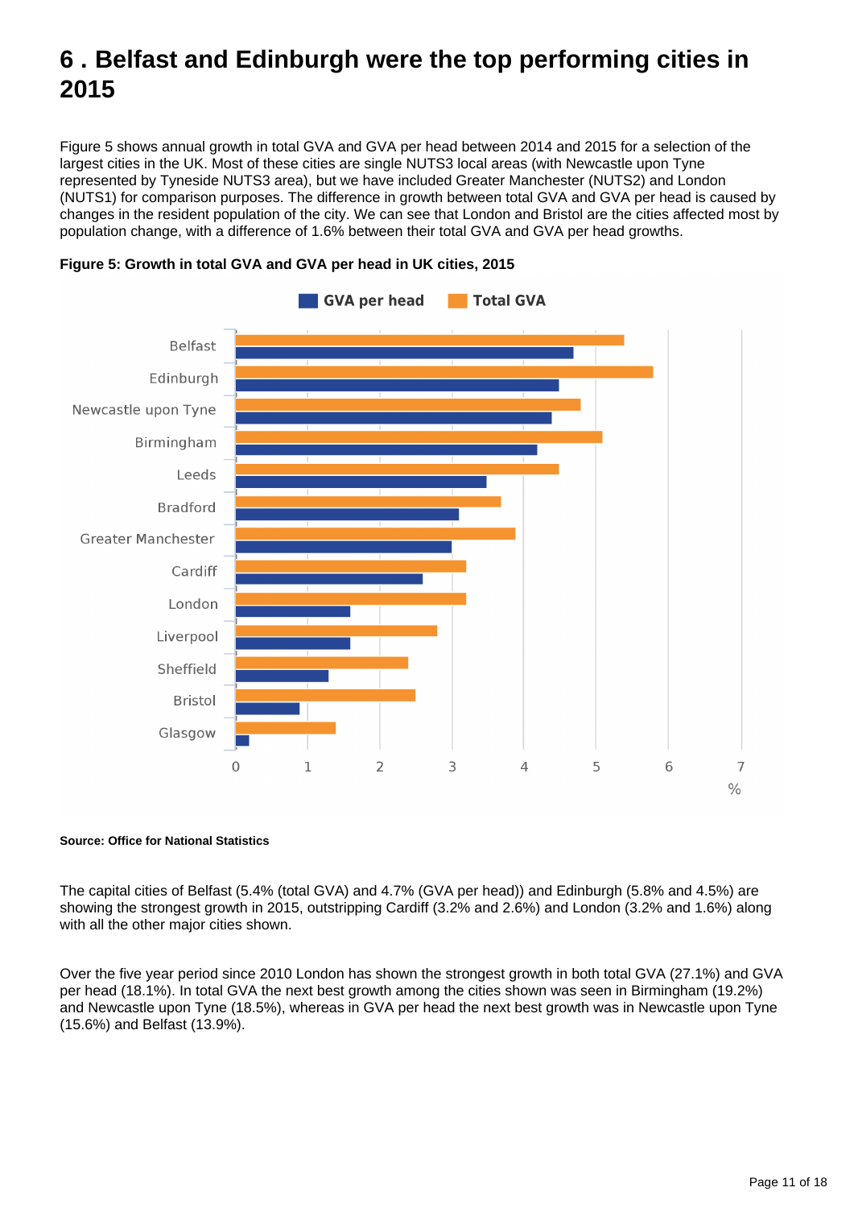# 6 . Belfast and Edinburgh were the top performing cities in 2015

Figure 5 shows annual growth in total GVA and GVA per head between 2014 and 2015 for a selection of the largest cities in the UK. Most of these cities are single NUTS3 local areas (with Newcastle upon Tyne represented by Tyneside NUTS3 area), but we have included Greater Manchester (NUTS2) and London (NUTS1) for comparison purposes. The difference in growth between total GVA and GVA per head is caused by changes in the resident population of the city. We can see that London and Bristol are the cities affected most by population change, with a difference of 1.6% between their total GVA and GVA per head growths.

**Figure 5: Growth in total GVA and GVA per head in UK cities, 2015**

GVA per head
Total GVA

Belfast
Edinburgh
Newcastle upon Tyne
Birmingham
Leeds
Bradford
Greater Manchester
Cardiff
London
Liverpool
Sheffield
Bristol
Glasgow

0 1 2 3 4 5 6 7
%

**Source: Office for National Statistics**

The capital cities of Belfast (5.4% (total GVA) and 4.7% (GVA per head)) and Edinburgh (5.8% and 4.5%) are showing the strongest growth in 2015, outstripping Cardiff (3.2% and 2.6%) and London (3.2% and 1.6%) along with all the other major cities shown.

Over the five year period since 2010 London has shown the strongest growth in both total GVA (27.1%) and GVA per head (18.1%). In total GVA the next best growth among the cities shown was seen in Birmingham (19.2%) and Newcastle upon Tyne (18.5%), whereas in GVA per head the next best growth was in Newcastle upon Tyne (15.6%) and Belfast (13.9%).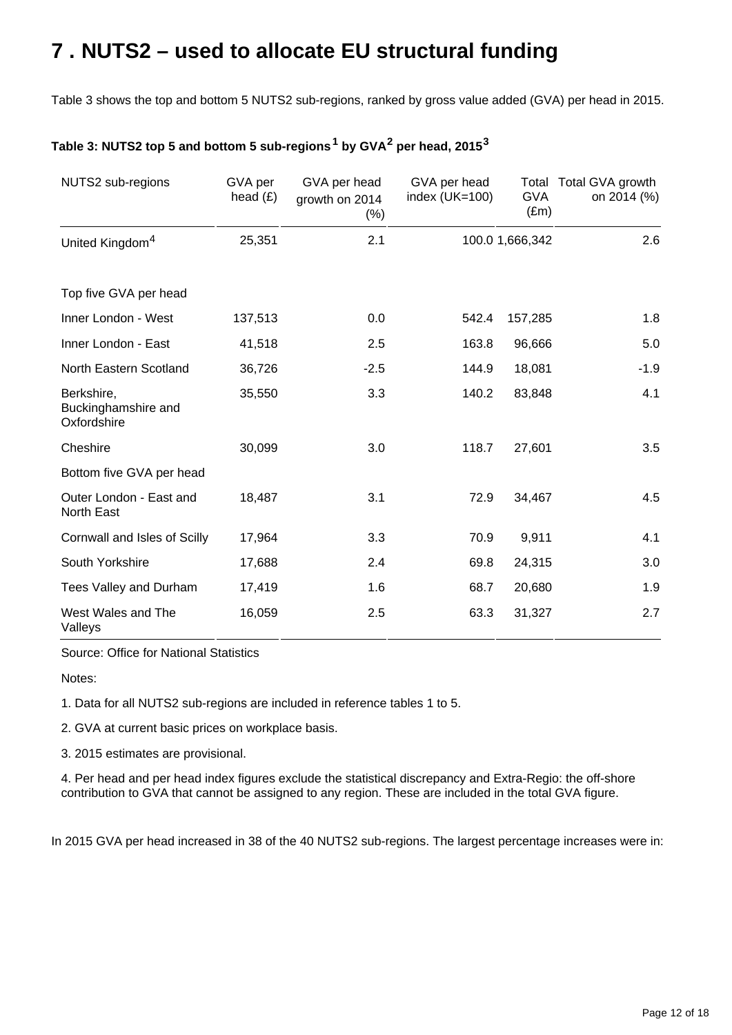# 7 . NUTS2 – used to allocate EU structural funding

Table 3 shows the top and bottom 5 NUTS2 sub-regions, ranked by gross value added (GVA) per head in 2015.

### Table 3: NUTS2 top 5 and bottom 5 sub-regions[1] by GVA[2] per head, 2015[3]

| NUTS2 sub-regions | GVA per head (£) | GVA per head growth on 2014 (%) | GVA per head index (UK=100) | Total GVA (£m) | Total GVA growth on 2014 (%) |
|---|---|---|---|---|---|
| United Kingdom[4] | 25,351 | 2.1 | 100.0 | 1,666,342 | 2.6 |
| Top five GVA per head | | | | | |
| Inner London - West | 137,513 | 0.0 | 542.4 | 157,285 | 1.8 |
| Inner London - East | 41,518 | 2.5 | 163.8 | 96,666 | 5.0 |
| North Eastern Scotland | 36,726 | -2.5 | 144.9 | 18,081 | -1.9 |
| Berkshire, Buckinghamshire and Oxfordshire | 35,550 | 3.3 | 140.2 | 83,848 | 4.1 |
| Cheshire | 30,099 | 3.0 | 118.7 | 27,601 | 3.5 |
| Bottom five GVA per head | | | | | |
| Outer London - East and North East | 18,487 | 3.1 | 72.9 | 34,467 | 4.5 |
| Cornwall and Isles of Scilly | 17,964 | 3.3 | 70.9 | 9,911 | 4.1 |
| South Yorkshire | 17,688 | 2.4 | 69.8 | 24,315 | 3.0 |
| Tees Valley and Durham | 17,419 | 1.6 | 68.7 | 20,680 | 1.9 |
| West Wales and The Valleys | 16,059 | 2.5 | 63.3 | 31,327 | 2.7 |

Source: Office for National Statistics

Notes:

1. Data for all NUTS2 sub-regions are included in reference tables 1 to 5.

2. GVA at current basic prices on workplace basis.

3. 2015 estimates are provisional.

4. Per head and per head index figures exclude the statistical discrepancy and Extra-Regio: the off-shore contribution to GVA that cannot be assigned to any region. These are included in the total GVA figure.

In 2015 GVA per head increased in 38 of the 40 NUTS2 sub-regions. The largest percentage increases were in: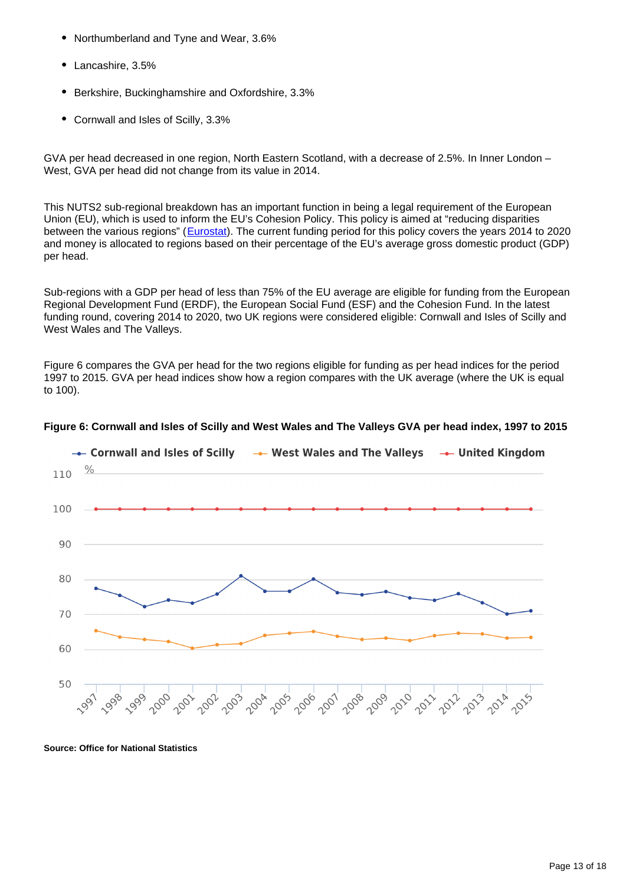- Northumberland and Tyne and Wear, 3.6%
- Lancashire, 3.5%
- Berkshire, Buckinghamshire and Oxfordshire, 3.3%
- Cornwall and Isles of Scilly, 3.3%

GVA per head decreased in one region, North Eastern Scotland, with a decrease of 2.5%. In Inner London – West, GVA per head did not change from its value in 2014.

This NUTS2 sub-regional breakdown has an important function in being a legal requirement of the European Union (EU), which is used to inform the EU's Cohesion Policy. This policy is aimed at "reducing disparities between the various regions" (Eurostat). The current funding period for this policy covers the years 2014 to 2020 and money is allocated to regions based on their percentage of the EU's average gross domestic product (GDP) per head.

Sub-regions with a GDP per head of less than 75% of the EU average are eligible for funding from the European Regional Development Fund (ERDF), the European Social Fund (ESF) and the Cohesion Fund. In the latest funding round, covering 2014 to 2020, two UK regions were considered eligible: Cornwall and Isles of Scilly and West Wales and The Valleys.

Figure 6 compares the GVA per head for the two regions eligible for funding as per head indices for the period 1997 to 2015. GVA per head indices show how a region compares with the UK average (where the UK is equal to 100).

**Figure 6: Cornwall and Isles of Scilly and West Wales and The Valleys GVA per head index, 1997 to 2015**

Cornwall and Isles of Scilly
West Wales and The Valleys
United Kingdom

%
110
100
90
80
70
60
50

1997 1998 1999 2000 2001 2002 2003 2004 2005 2006 2007 2008 2009 2010 2011 2012 2013 2014 2015

**Source: Office for National Statistics**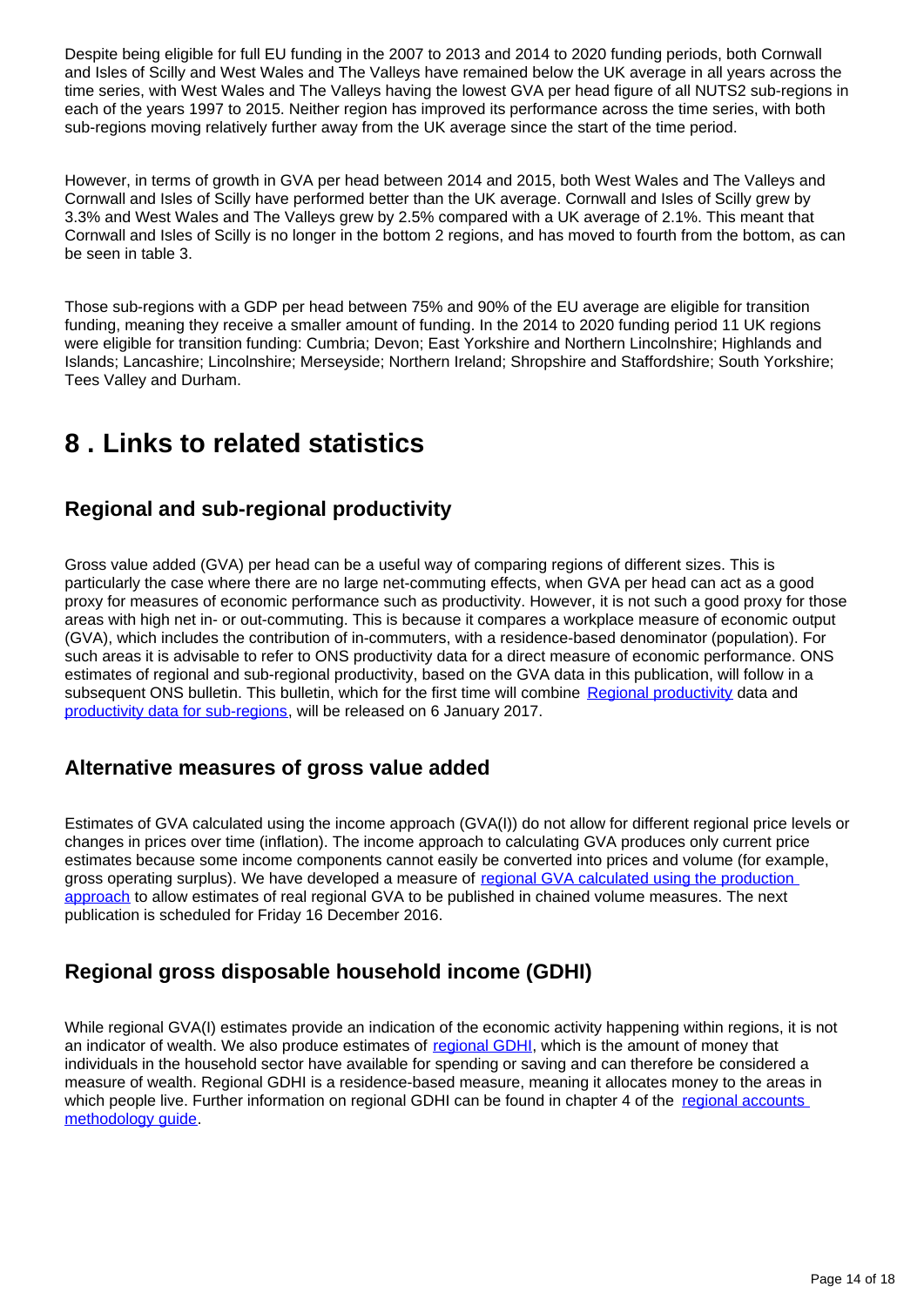Despite being eligible for full EU funding in the 2007 to 2013 and 2014 to 2020 funding periods, both Cornwall and Isles of Scilly and West Wales and The Valleys have remained below the UK average in all years across the time series, with West Wales and The Valleys having the lowest GVA per head figure of all NUTS2 sub-regions in each of the years 1997 to 2015. Neither region has improved its performance across the time series, with both sub-regions moving relatively further away from the UK average since the start of the time period.

However, in terms of growth in GVA per head between 2014 and 2015, both West Wales and The Valleys and Cornwall and Isles of Scilly have performed better than the UK average. Cornwall and Isles of Scilly grew by 3.3% and West Wales and The Valleys grew by 2.5% compared with a UK average of 2.1%. This meant that Cornwall and Isles of Scilly is no longer in the bottom 2 regions, and has moved to fourth from the bottom, as can be seen in table 3.

Those sub-regions with a GDP per head between 75% and 90% of the EU average are eligible for transition funding, meaning they receive a smaller amount of funding. In the 2014 to 2020 funding period 11 UK regions were eligible for transition funding: Cumbria; Devon; East Yorkshire and Northern Lincolnshire; Highlands and Islands; Lancashire; Lincolnshire; Merseyside; Northern Ireland; Shropshire and Staffordshire; South Yorkshire; Tees Valley and Durham.

# 8 . Links to related statistics

## Regional and sub-regional productivity

Gross value added (GVA) per head can be a useful way of comparing regions of different sizes. This is particularly the case where there are no large net-commuting effects, when GVA per head can act as a good proxy for measures of economic performance such as productivity. However, it is not such a good proxy for those areas with high net in- or out-commuting. This is because it compares a workplace measure of economic output (GVA), which includes the contribution of in-commuters, with a residence-based denominator (population). For such areas it is advisable to refer to ONS productivity data for a direct measure of economic performance. ONS estimates of regional and sub-regional productivity, based on the GVA data in this publication, will follow in a subsequent ONS bulletin. This bulletin, which for the first time will combine Regional productivity data and productivity data for sub-regions, will be released on 6 January 2017.

## Alternative measures of gross value added

Estimates of GVA calculated using the income approach (GVA(I)) do not allow for different regional price levels or changes in prices over time (inflation). The income approach to calculating GVA produces only current price estimates because some income components cannot easily be converted into prices and volume (for example, gross operating surplus). We have developed a measure of regional GVA calculated using the production approach to allow estimates of real regional GVA to be published in chained volume measures. The next publication is scheduled for Friday 16 December 2016.

## Regional gross disposable household income (GDHI)

While regional GVA(I) estimates provide an indication of the economic activity happening within regions, it is not an indicator of wealth. We also produce estimates of regional GDHI, which is the amount of money that individuals in the household sector have available for spending or saving and can therefore be considered a measure of wealth. Regional GDHI is a residence-based measure, meaning it allocates money to the areas in which people live. Further information on regional GDHI can be found in chapter 4 of the regional accounts methodology guide.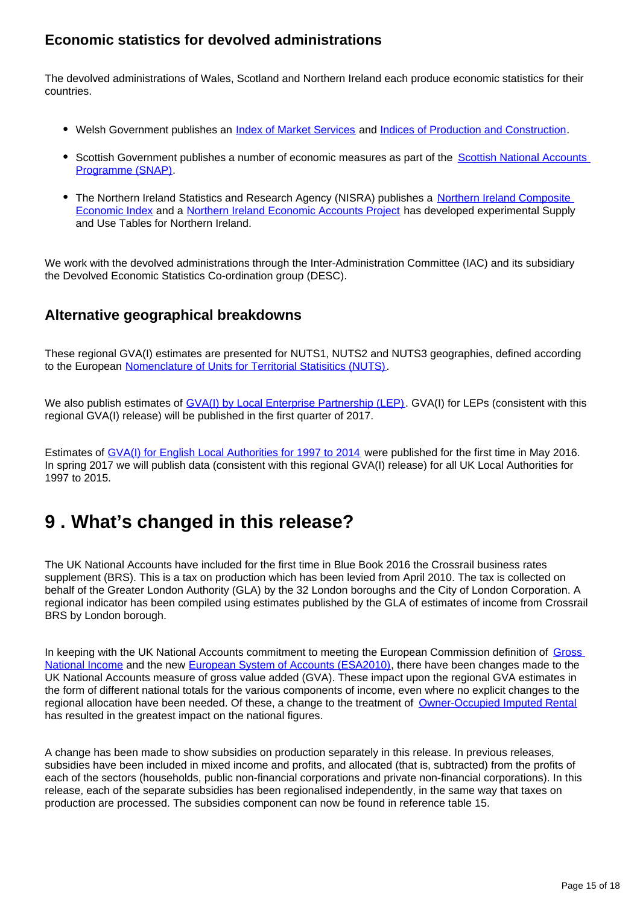### Economic statistics for devolved administrations

The devolved administrations of Wales, Scotland and Northern Ireland each produce economic statistics for their countries.

- Welsh Government publishes an Index of Market Services and Indices of Production and Construction.
- Scottish Government publishes a number of economic measures as part of the Scottish National Accounts Programme (SNAP).
- The Northern Ireland Statistics and Research Agency (NISRA) publishes a Northern Ireland Composite Economic Index and a Northern Ireland Economic Accounts Project has developed experimental Supply and Use Tables for Northern Ireland.

We work with the devolved administrations through the Inter-Administration Committee (IAC) and its subsidiary the Devolved Economic Statistics Co-ordination group (DESC).

### Alternative geographical breakdowns

These regional GVA(I) estimates are presented for NUTS1, NUTS2 and NUTS3 geographies, defined according to the European Nomenclature of Units for Territorial Statisitics (NUTS).

We also publish estimates of GVA(I) by Local Enterprise Partnership (LEP). GVA(I) for LEPs (consistent with this regional GVA(I) release) will be published in the first quarter of 2017.

Estimates of GVA(I) for English Local Authorities for 1997 to 2014 were published for the first time in May 2016. In spring 2017 we will publish data (consistent with this regional GVA(I) release) for all UK Local Authorities for 1997 to 2015.

## 9 . What's changed in this release?

The UK National Accounts have included for the first time in Blue Book 2016 the Crossrail business rates supplement (BRS). This is a tax on production which has been levied from April 2010. The tax is collected on behalf of the Greater London Authority (GLA) by the 32 London boroughs and the City of London Corporation. A regional indicator has been compiled using estimates published by the GLA of estimates of income from Crossrail BRS by London borough.

In keeping with the UK National Accounts commitment to meeting the European Commission definition of Gross National Income and the new European System of Accounts (ESA2010), there have been changes made to the UK National Accounts measure of gross value added (GVA). These impact upon the regional GVA estimates in the form of different national totals for the various components of income, even where no explicit changes to the regional allocation have been needed. Of these, a change to the treatment of Owner-Occupied Imputed Rental has resulted in the greatest impact on the national figures.

A change has been made to show subsidies on production separately in this release. In previous releases, subsidies have been included in mixed income and profits, and allocated (that is, subtracted) from the profits of each of the sectors (households, public non-financial corporations and private non-financial corporations). In this release, each of the separate subsidies has been regionalised independently, in the same way that taxes on production are processed. The subsidies component can now be found in reference table 15.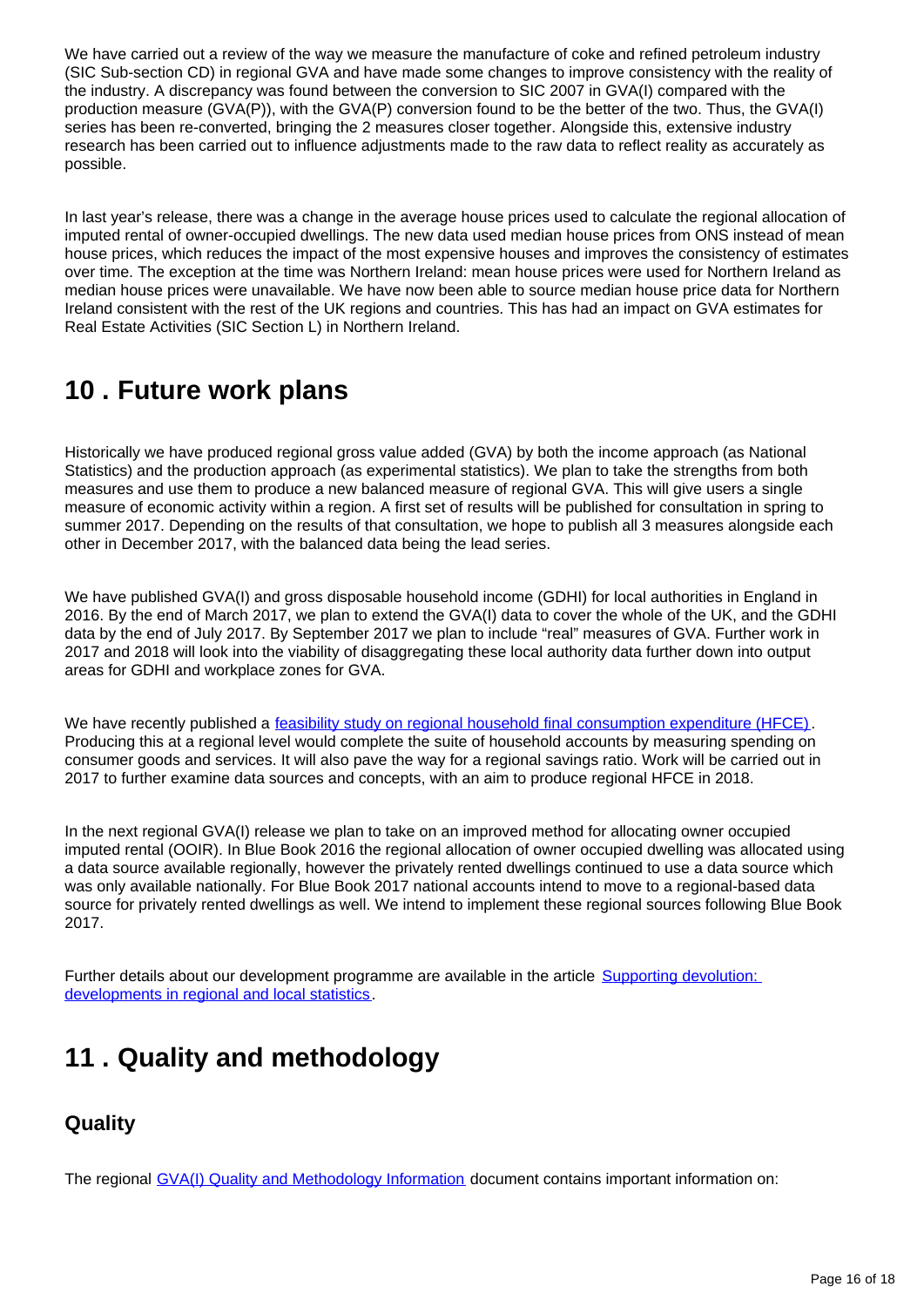We have carried out a review of the way we measure the manufacture of coke and refined petroleum industry (SIC Sub-section CD) in regional GVA and have made some changes to improve consistency with the reality of the industry. A discrepancy was found between the conversion to SIC 2007 in GVA(I) compared with the production measure (GVA(P)), with the GVA(P) conversion found to be the better of the two. Thus, the GVA(I) series has been re-converted, bringing the 2 measures closer together. Alongside this, extensive industry research has been carried out to influence adjustments made to the raw data to reflect reality as accurately as possible.

In last year's release, there was a change in the average house prices used to calculate the regional allocation of imputed rental of owner-occupied dwellings. The new data used median house prices from ONS instead of mean house prices, which reduces the impact of the most expensive houses and improves the consistency of estimates over time. The exception at the time was Northern Ireland: mean house prices were used for Northern Ireland as median house prices were unavailable. We have now been able to source median house price data for Northern Ireland consistent with the rest of the UK regions and countries. This has had an impact on GVA estimates for Real Estate Activities (SIC Section L) in Northern Ireland.

## 10 . Future work plans

Historically we have produced regional gross value added (GVA) by both the income approach (as National Statistics) and the production approach (as experimental statistics). We plan to take the strengths from both measures and use them to produce a new balanced measure of regional GVA. This will give users a single measure of economic activity within a region. A first set of results will be published for consultation in spring to summer 2017. Depending on the results of that consultation, we hope to publish all 3 measures alongside each other in December 2017, with the balanced data being the lead series.

We have published GVA(I) and gross disposable household income (GDHI) for local authorities in England in 2016. By the end of March 2017, we plan to extend the GVA(I) data to cover the whole of the UK, and the GDHI data by the end of July 2017. By September 2017 we plan to include "real" measures of GVA. Further work in 2017 and 2018 will look into the viability of disaggregating these local authority data further down into output areas for GDHI and workplace zones for GVA.

We have recently published a [feasibility study on regional household final consumption expenditure (HFCE)](). Producing this at a regional level would complete the suite of household accounts by measuring spending on consumer goods and services. It will also pave the way for a regional savings ratio. Work will be carried out in 2017 to further examine data sources and concepts, with an aim to produce regional HFCE in 2018.

In the next regional GVA(I) release we plan to take on an improved method for allocating owner occupied imputed rental (OOIR). In Blue Book 2016 the regional allocation of owner occupied dwelling was allocated using a data source available regionally, however the privately rented dwellings continued to use a data source which was only available nationally. For Blue Book 2017 national accounts intend to move to a regional-based data source for privately rented dwellings as well. We intend to implement these regional sources following Blue Book 2017.

Further details about our development programme are available in the article [Supporting devolution: developments in regional and local statistics]().

## 11 . Quality and methodology

### Quality

The regional [GVA(I) Quality and Methodology Information]() document contains important information on: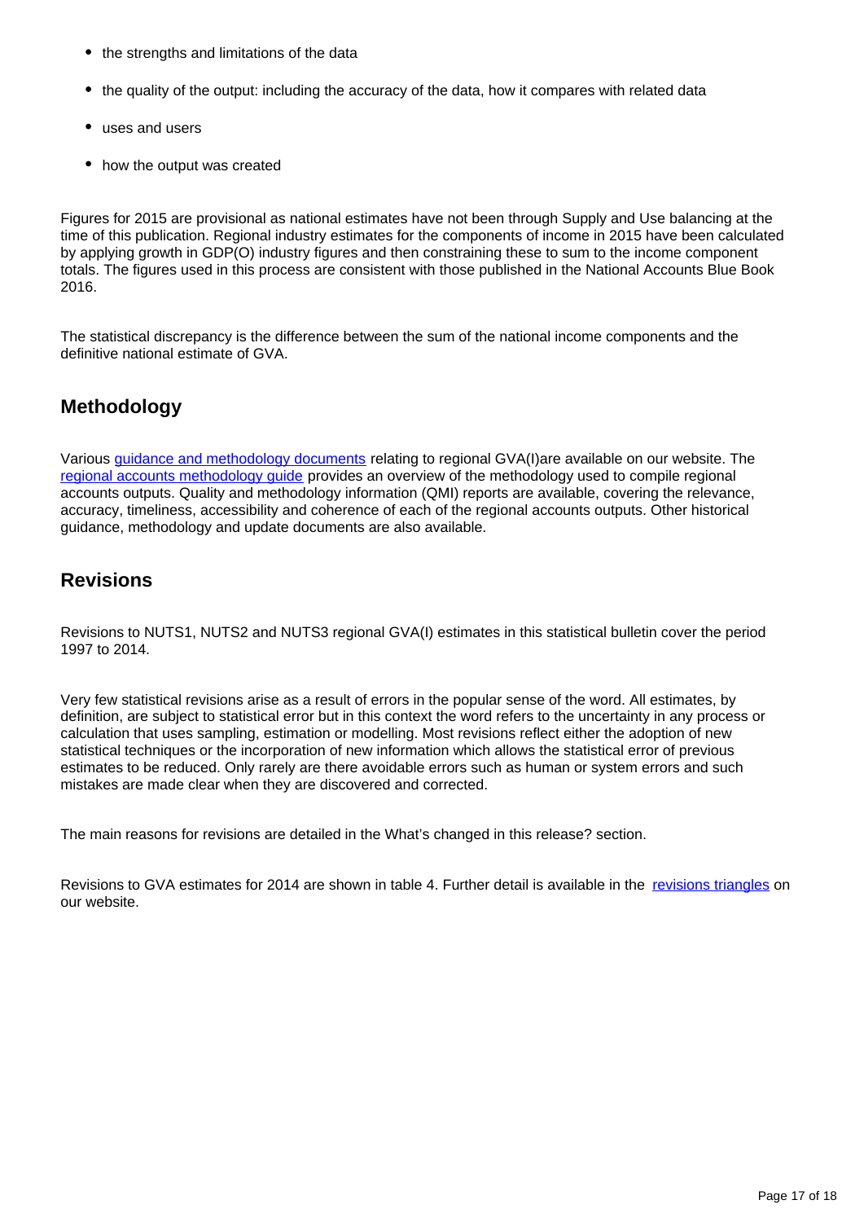- the strengths and limitations of the data
- the quality of the output: including the accuracy of the data, how it compares with related data
- uses and users
- how the output was created

Figures for 2015 are provisional as national estimates have not been through Supply and Use balancing at the time of this publication. Regional industry estimates for the components of income in 2015 have been calculated by applying growth in GDP(O) industry figures and then constraining these to sum to the income component totals. The figures used in this process are consistent with those published in the National Accounts Blue Book 2016.

The statistical discrepancy is the difference between the sum of the national income components and the definitive national estimate of GVA.

## Methodology

Various guidance and methodology documents relating to regional GVA(I)are available on our website. The regional accounts methodology guide provides an overview of the methodology used to compile regional accounts outputs. Quality and methodology information (QMI) reports are available, covering the relevance, accuracy, timeliness, accessibility and coherence of each of the regional accounts outputs. Other historical guidance, methodology and update documents are also available.

## Revisions

Revisions to NUTS1, NUTS2 and NUTS3 regional GVA(I) estimates in this statistical bulletin cover the period 1997 to 2014.

Very few statistical revisions arise as a result of errors in the popular sense of the word. All estimates, by definition, are subject to statistical error but in this context the word refers to the uncertainty in any process or calculation that uses sampling, estimation or modelling. Most revisions reflect either the adoption of new statistical techniques or the incorporation of new information which allows the statistical error of previous estimates to be reduced. Only rarely are there avoidable errors such as human or system errors and such mistakes are made clear when they are discovered and corrected.

The main reasons for revisions are detailed in the What's changed in this release? section.

Revisions to GVA estimates for 2014 are shown in table 4. Further detail is available in the revisions triangles on our website.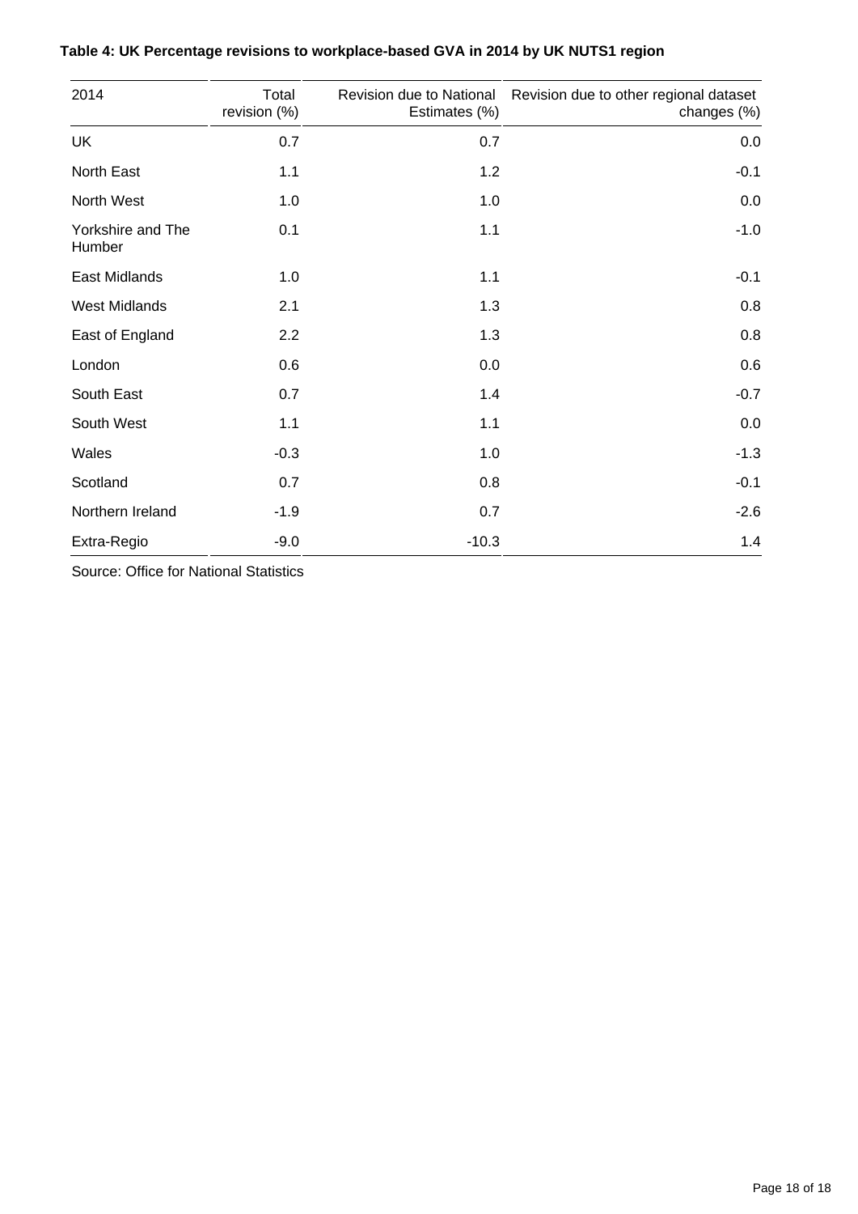**Table 4: UK Percentage revisions to workplace-based GVA in 2014 by UK NUTS1 region**

| 2014 | Total revision (%) | Revision due to National Estimates (%) | Revision due to other regional dataset changes (%) |
|---|---|---|---|
| UK | 0.7 | 0.7 | 0.0 |
| North East | 1.1 | 1.2 | -0.1 |
| North West | 1.0 | 1.0 | 0.0 |
| Yorkshire and The Humber | 0.1 | 1.1 | -1.0 |
| East Midlands | 1.0 | 1.1 | -0.1 |
| West Midlands | 2.1 | 1.3 | 0.8 |
| East of England | 2.2 | 1.3 | 0.8 |
| London | 0.6 | 0.0 | 0.6 |
| South East | 0.7 | 1.4 | -0.7 |
| South West | 1.1 | 1.1 | 0.0 |
| Wales | -0.3 | 1.0 | -1.3 |
| Scotland | 0.7 | 0.8 | -0.1 |
| Northern Ireland | -1.9 | 0.7 | -2.6 |
| Extra-Regio | -9.0 | -10.3 | 1.4 |

Source: Office for National Statistics